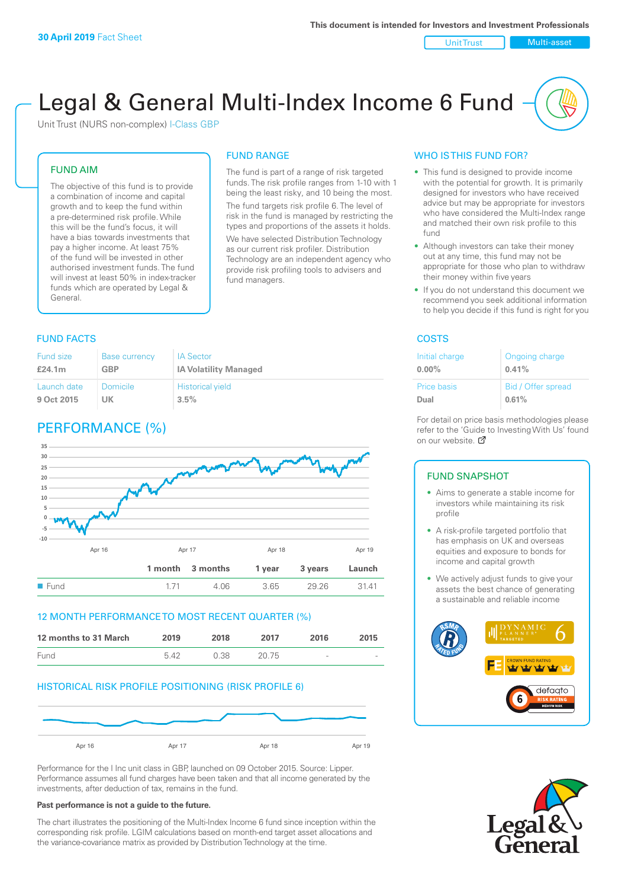30 April 2019 Fact Sheet

This document is intended for Investors and Investment Professionals

Unit Trust | Multi-asset

# Legal & General Multi-Index Income 6 Fund

Unit Trust (NURS non-complex) I-Class GBP

## FUND AIM

The objective of this fund is to provide a combination of income and capital growth and to keep the fund within a pre-determined risk profile. While this will be the fund's focus, it will have a bias towards investments that pay a higher income. At least 75% of the fund will be invested in other authorised investment funds. The fund will invest at least 50% in index-tracker funds which are operated by Legal & General.

## FUND RANGE

The fund is part of a range of risk targeted funds. The risk profile ranges from 1-10 with 1 being the least risky, and 10 being the most.

The fund targets risk profile 6. The level of risk in the fund is managed by restricting the types and proportions of the assets it holds.

We have selected Distribution Technology as our current risk profiler. Distribution Technology are an independent agency who provide risk profiling tools to advisers and fund managers.

## WHO IS THIS FUND FOR?

- This fund is designed to provide income with the potential for growth. It is primarily designed for investors who have received advice but may be appropriate for investors who have considered the Multi-Index range and matched their own risk profile to this fund
- Although investors can take their money out at any time, this fund may not be appropriate for those who plan to withdraw their money within five years
- If you do not understand this document we recommend you seek additional information to help you decide if this fund is right for you

## FUND FACTS

| Fund size | Base currency | IA Sector |
|---|---|---|
| £24.1m | GBP | IA Volatility Managed |
| **Launch date** | **Domicile** | **Historical yield** |
| 9 Oct 2015 | UK | 3.5% |

## COSTS

| Initial charge | Ongoing charge |
|---|---|
| 0.00% | 0.41% |
| **Price basis** | **Bid / Offer spread** |
| Dual | 0.61% |

For detail on price basis methodologies please refer to the 'Guide to Investing With Us' found on our website.

## PERFORMANCE (%)

| | 1 month | 3 months | 1 year | 3 years | Launch |
|---|---|---|---|---|---|
| Fund | 1.71 | 4.06 | 3.65 | 29.26 | 31.41 |

## 12 MONTH PERFORMANCE TO MOST RECENT QUARTER (%)

| 12 months to 31 March | 2019 | 2018 | 2017 | 2016 | 2015 |
|---|---|---|---|---|---|
| Fund | 5.42 | 0.38 | 20.75 | - | - |

## HISTORICAL RISK PROFILE POSITIONING (RISK PROFILE 6)

Performance for the I Inc unit class in GBP, launched on 09 October 2015. Source: Lipper. Performance assumes all fund charges have been taken and that all income generated by the investments, after deduction of tax, remains in the fund.

**Past performance is not a guide to the future.**

The chart illustrates the positioning of the Multi-Index Income 6 fund since inception within the corresponding risk profile. LGIM calculations based on month-end target asset allocations and the variance-covariance matrix as provided by Distribution Technology at the time.

## FUND SNAPSHOT

- Aims to generate a stable income for investors while maintaining its risk profile
- A risk-profile targeted portfolio that has emphasis on UK and overseas equities and exposure to bonds for income and capital growth
- We actively adjust funds to give your assets the best chance of generating a sustainable and reliable income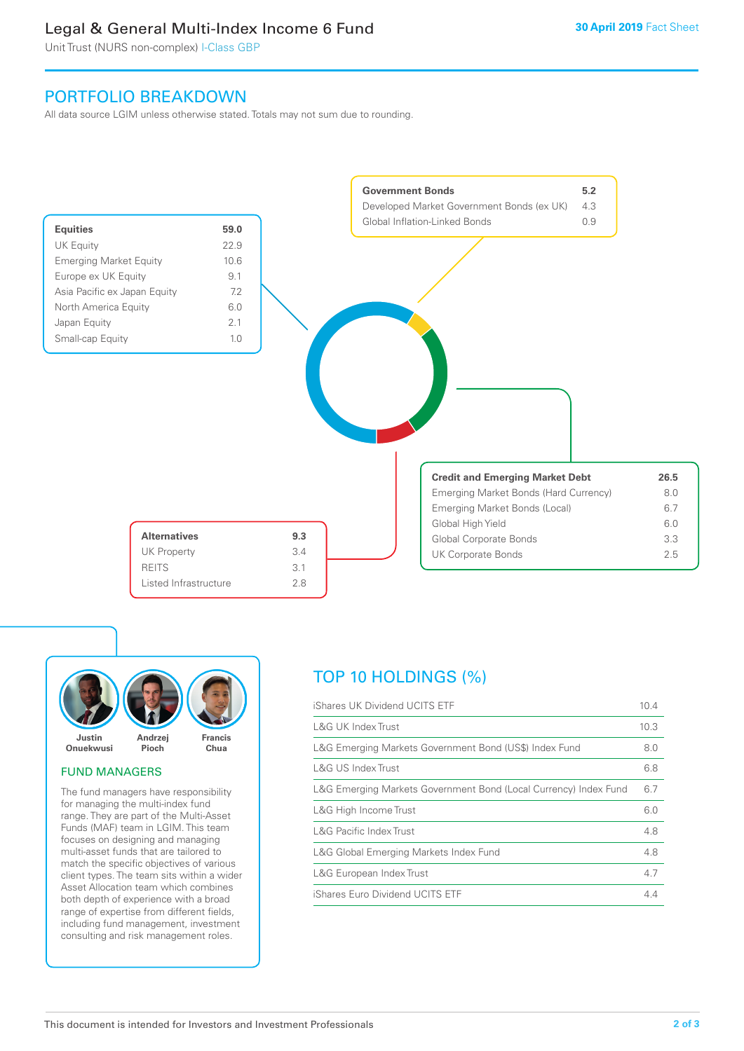## PORTFOLIO BREAKDOWN

All data source LGIM unless otherwise stated. Totals may not sum due to rounding.

| Equities | 59.0 |
|---|---|
| UK Equity | 22.9 |
| Emerging Market Equity | 10.6 |
| Europe ex UK Equity | 9.1 |
| Asia Pacific ex Japan Equity | 7.2 |
| North America Equity | 6.0 |
| Japan Equity | 2.1 |
| Small-cap Equity | 1.0 |

| Government Bonds | 5.2 |
|---|---|
| Developed Market Government Bonds (ex UK) | 4.3 |
| Global Inflation-Linked Bonds | 0.9 |

| Credit and Emerging Market Debt | 26.5 |
|---|---|
| Emerging Market Bonds (Hard Currency) | 8.0 |
| Emerging Market Bonds (Local) | 6.7 |
| Global High Yield | 6.0 |
| Global Corporate Bonds | 3.3 |
| UK Corporate Bonds | 2.5 |

| Alternatives | 9.3 |
|---|---|
| UK Property | 3.4 |
| REITS | 3.1 |
| Listed Infrastructure | 2.8 |

Justin Onuekwusi, Andrzej Pioch, Francis Chua

### FUND MANAGERS

The fund managers have responsibility for managing the multi-index fund range. They are part of the Multi-Asset Funds (MAF) team in LGIM. This team focuses on designing and managing multi-asset funds that are tailored to match the specific objectives of various client types. The team sits within a wider Asset Allocation team which combines both depth of experience with a broad range of expertise from different fields, including fund management, investment consulting and risk management roles.

## TOP 10 HOLDINGS (%)

| Holding | % |
|---|---|
| iShares UK Dividend UCITS ETF | 10.4 |
| L&G UK Index Trust | 10.3 |
| L&G Emerging Markets Government Bond (US$) Index Fund | 8.0 |
| L&G US Index Trust | 6.8 |
| L&G Emerging Markets Government Bond (Local Currency) Index Fund | 6.7 |
| L&G High Income Trust | 6.0 |
| L&G Pacific Index Trust | 4.8 |
| L&G Global Emerging Markets Index Fund | 4.8 |
| L&G European Index Trust | 4.7 |
| iShares Euro Dividend UCITS ETF | 4.4 |

This document is intended for Investors and Investment Professionals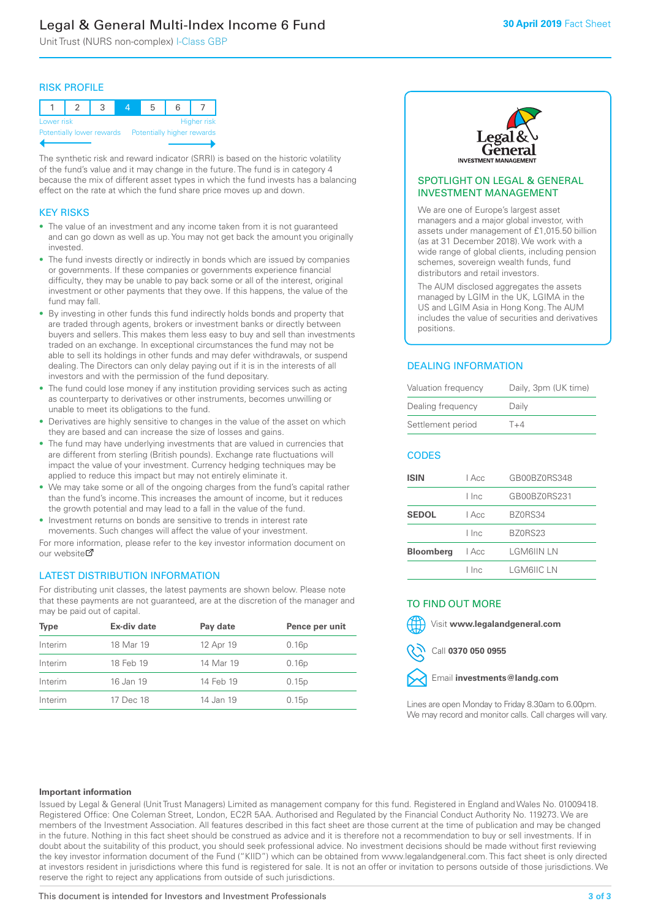# Legal & General Multi-Index Income 6 Fund

Unit Trust (NURS non-complex) I-Class GBP

**30 April 2019** Fact Sheet

## RISK PROFILE

| 1 | 2 | 3 | 4 | 5 | 6 | 7 |
|---|---|---|---|---|---|---|

Lower risk — Higher risk

Potentially lower rewards — Potentially higher rewards

The synthetic risk and reward indicator (SRRI) is based on the historic volatility of the fund's value and it may change in the future. The fund is in category 4 because the mix of different asset types in which the fund invests has a balancing effect on the rate at which the fund share price moves up and down.

## KEY RISKS

- The value of an investment and any income taken from it is not guaranteed and can go down as well as up. You may not get back the amount you originally invested.
- The fund invests directly or indirectly in bonds which are issued by companies or governments. If these companies or governments experience financial difficulty, they may be unable to pay back some or all of the interest, original investment or other payments that they owe. If this happens, the value of the fund may fall.
- By investing in other funds this fund indirectly holds bonds and property that are traded through agents, brokers or investment banks or directly between buyers and sellers. This makes them less easy to buy and sell than investments traded on an exchange. In exceptional circumstances the fund may not be able to sell its holdings in other funds and may defer withdrawals, or suspend dealing. The Directors can only delay paying out if it is in the interests of all investors and with the permission of the fund depositary.
- The fund could lose money if any institution providing services such as acting as counterparty to derivatives or other instruments, becomes unwilling or unable to meet its obligations to the fund.
- Derivatives are highly sensitive to changes in the value of the asset on which they are based and can increase the size of losses and gains.
- The fund may have underlying investments that are valued in currencies that are different from sterling (British pounds). Exchange rate fluctuations will impact the value of your investment. Currency hedging techniques may be applied to reduce this impact but may not entirely eliminate it.
- We may take some or all of the ongoing charges from the fund's capital rather than the fund's income. This increases the amount of income, but it reduces the growth potential and may lead to a fall in the value of the fund.
- Investment returns on bonds are sensitive to trends in interest rate movements. Such changes will affect the value of your investment.

For more information, please refer to the key investor information document on our website

## LATEST DISTRIBUTION INFORMATION

For distributing unit classes, the latest payments are shown below. Please note that these payments are not guaranteed, are at the discretion of the manager and may be paid out of capital.

| Type | Ex-div date | Pay date | Pence per unit |
|---|---|---|---|
| Interim | 18 Mar 19 | 12 Apr 19 | 0.16p |
| Interim | 18 Feb 19 | 14 Mar 19 | 0.16p |
| Interim | 16 Jan 19 | 14 Feb 19 | 0.15p |
| Interim | 17 Dec 18 | 14 Jan 19 | 0.15p |

## SPOTLIGHT ON LEGAL & GENERAL INVESTMENT MANAGEMENT

We are one of Europe's largest asset managers and a major global investor, with assets under management of £1,015.50 billion (as at 31 December 2018). We work with a wide range of global clients, including pension schemes, sovereign wealth funds, fund distributors and retail investors.

The AUM disclosed aggregates the assets managed by LGIM in the UK, LGIMA in the US and LGIM Asia in Hong Kong. The AUM includes the value of securities and derivatives positions.

## DEALING INFORMATION

| | |
|---|---|
| Valuation frequency | Daily, 3pm (UK time) |
| Dealing frequency | Daily |
| Settlement period | T+4 |

## CODES

| | | |
|---|---|---|
| **ISIN** | I Acc | GB00BZ0RS348 |
| | I Inc | GB00BZ0RS231 |
| **SEDOL** | I Acc | BZ0RS34 |
| | I Inc | BZ0RS23 |
| **Bloomberg** | I Acc | LGM6IIN LN |
| | I Inc | LGM6IIC LN |

## TO FIND OUT MORE

Visit **www.legalandgeneral.com**

Call **0370 050 0955**

Email **investments@landg.com**

Lines are open Monday to Friday 8.30am to 6.00pm. We may record and monitor calls. Call charges will vary.

**Important information**

Issued by Legal & General (Unit Trust Managers) Limited as management company for this fund. Registered in England and Wales No. 01009418. Registered Office: One Coleman Street, London, EC2R 5AA. Authorised and Regulated by the Financial Conduct Authority No. 119273. We are members of the Investment Association. All features described in this fact sheet are those current at the time of publication and may be changed in the future. Nothing in this fact sheet should be construed as advice and it is therefore not a recommendation to buy or sell investments. If in doubt about the suitability of this product, you should seek professional advice. No investment decisions should be made without first reviewing the key investor information document of the Fund ("KIID") which can be obtained from www.legalandgeneral.com. This fact sheet is only directed at investors resident in jurisdictions where this fund is registered for sale. It is not an offer or invitation to persons outside of those jurisdictions. We reserve the right to reject any applications from outside of such jurisdictions.

This document is intended for Investors and Investment Professionals